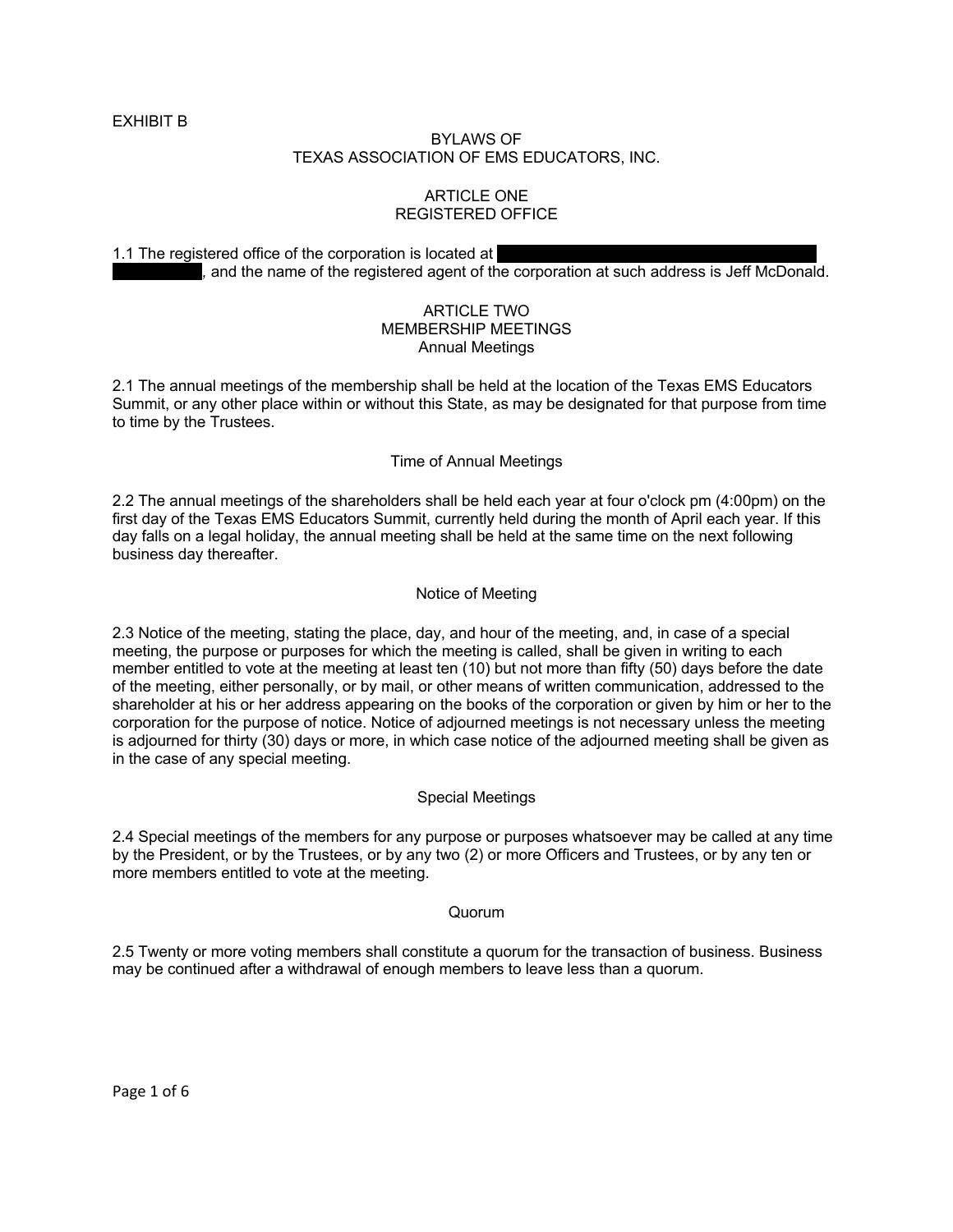EXHIBIT B

# BYLAWS OF
# TEXAS ASSOCIATION OF EMS EDUCATORS, INC.

## ARTICLE ONE
## REGISTERED OFFICE

1.1 The registered office of the corporation is located at [REDACTED] [REDACTED], and the name of the registered agent of the corporation at such address is Jeff McDonald.

## ARTICLE TWO
## MEMBERSHIP MEETINGS

### Annual Meetings

2.1 The annual meetings of the membership shall be held at the location of the Texas EMS Educators Summit, or any other place within or without this State, as may be designated for that purpose from time to time by the Trustees.

### Time of Annual Meetings

2.2 The annual meetings of the shareholders shall be held each year at four o'clock pm (4:00pm) on the first day of the Texas EMS Educators Summit, currently held during the month of April each year. If this day falls on a legal holiday, the annual meeting shall be held at the same time on the next following business day thereafter.

### Notice of Meeting

2.3 Notice of the meeting, stating the place, day, and hour of the meeting, and, in case of a special meeting, the purpose or purposes for which the meeting is called, shall be given in writing to each member entitled to vote at the meeting at least ten (10) but not more than fifty (50) days before the date of the meeting, either personally, or by mail, or other means of written communication, addressed to the shareholder at his or her address appearing on the books of the corporation or given by him or her to the corporation for the purpose of notice. Notice of adjourned meetings is not necessary unless the meeting is adjourned for thirty (30) days or more, in which case notice of the adjourned meeting shall be given as in the case of any special meeting.

### Special Meetings

2.4 Special meetings of the members for any purpose or purposes whatsoever may be called at any time by the President, or by the Trustees, or by any two (2) or more Officers and Trustees, or by any ten or more members entitled to vote at the meeting.

### Quorum

2.5 Twenty or more voting members shall constitute a quorum for the transaction of business. Business may be continued after a withdrawal of enough members to leave less than a quorum.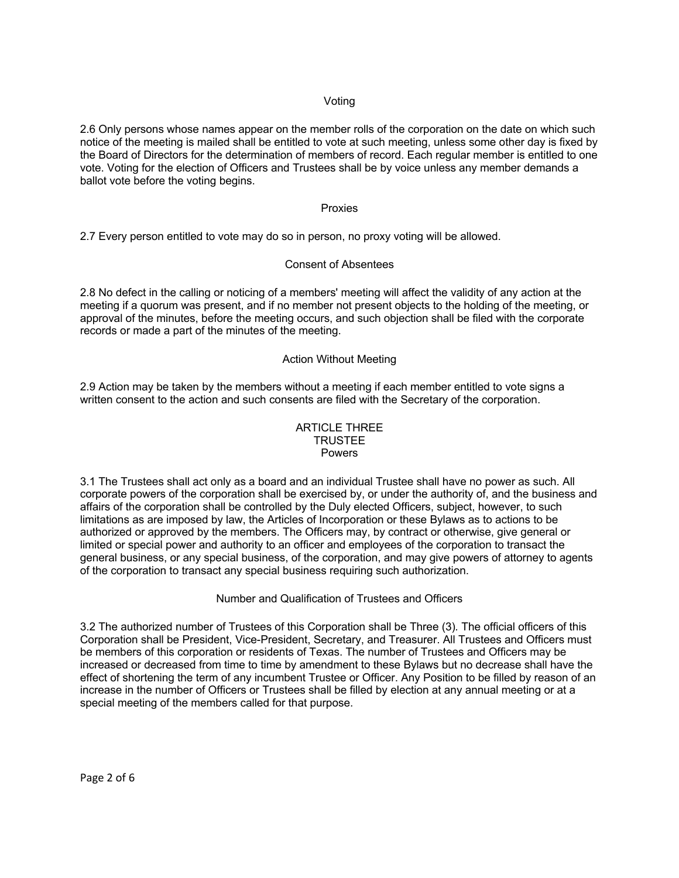### Voting

2.6 Only persons whose names appear on the member rolls of the corporation on the date on which such notice of the meeting is mailed shall be entitled to vote at such meeting, unless some other day is fixed by the Board of Directors for the determination of members of record. Each regular member is entitled to one vote. Voting for the election of Officers and Trustees shall be by voice unless any member demands a ballot vote before the voting begins.

### Proxies

2.7 Every person entitled to vote may do so in person, no proxy voting will be allowed.

### Consent of Absentees

2.8 No defect in the calling or noticing of a members' meeting will affect the validity of any action at the meeting if a quorum was present, and if no member not present objects to the holding of the meeting, or approval of the minutes, before the meeting occurs, and such objection shall be filed with the corporate records or made a part of the minutes of the meeting.

### Action Without Meeting

2.9 Action may be taken by the members without a meeting if each member entitled to vote signs a written consent to the action and such consents are filed with the Secretary of the corporation.

## ARTICLE THREE
## TRUSTEE

### Powers

3.1 The Trustees shall act only as a board and an individual Trustee shall have no power as such. All corporate powers of the corporation shall be exercised by, or under the authority of, and the business and affairs of the corporation shall be controlled by the Duly elected Officers, subject, however, to such limitations as are imposed by law, the Articles of Incorporation or these Bylaws as to actions to be authorized or approved by the members. The Officers may, by contract or otherwise, give general or limited or special power and authority to an officer and employees of the corporation to transact the general business, or any special business, of the corporation, and may give powers of attorney to agents of the corporation to transact any special business requiring such authorization.

### Number and Qualification of Trustees and Officers

3.2 The authorized number of Trustees of this Corporation shall be Three (3). The official officers of this Corporation shall be President, Vice-President, Secretary, and Treasurer. All Trustees and Officers must be members of this corporation or residents of Texas. The number of Trustees and Officers may be increased or decreased from time to time by amendment to these Bylaws but no decrease shall have the effect of shortening the term of any incumbent Trustee or Officer. Any Position to be filled by reason of an increase in the number of Officers or Trustees shall be filled by election at any annual meeting or at a special meeting of the members called for that purpose.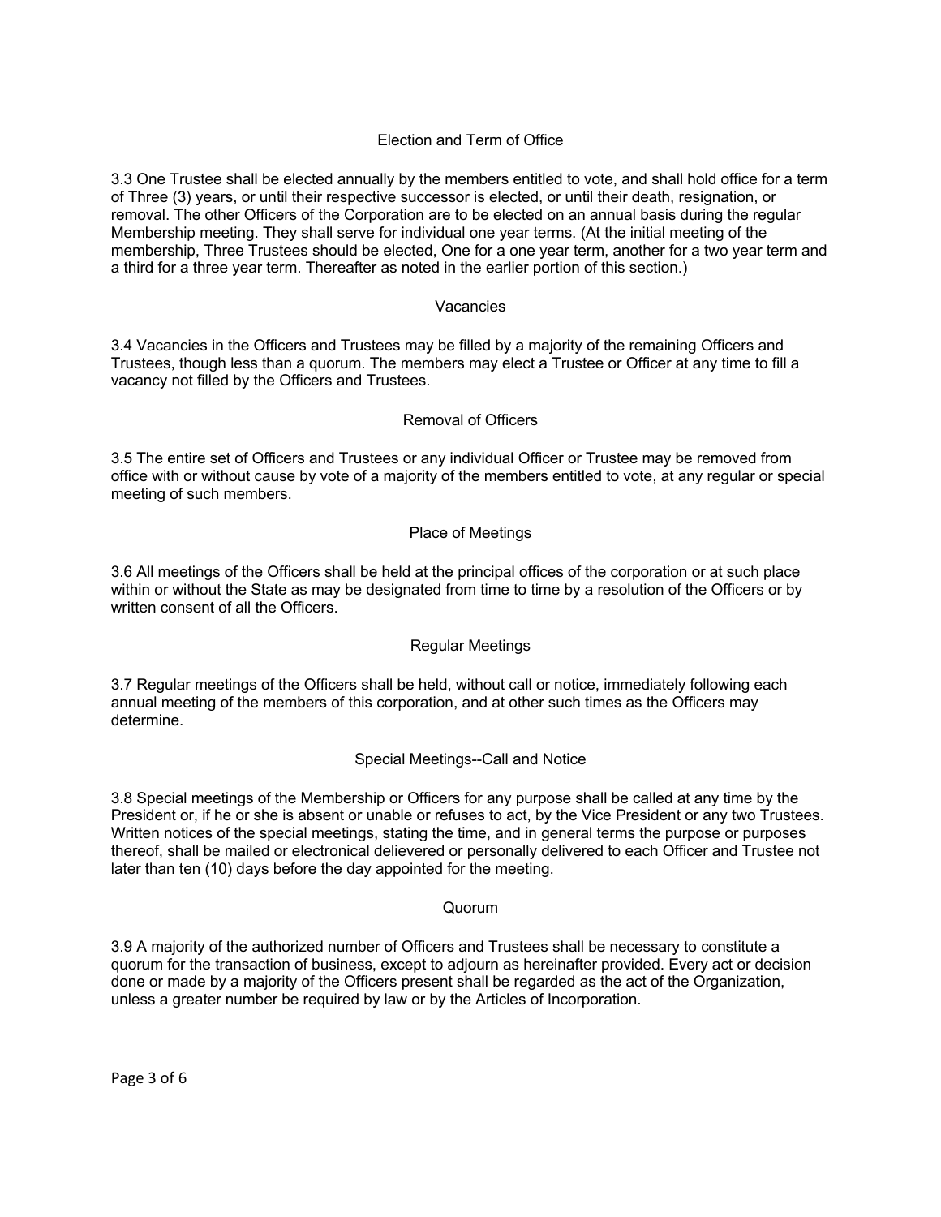### Election and Term of Office

3.3 One Trustee shall be elected annually by the members entitled to vote, and shall hold office for a term of Three (3) years, or until their respective successor is elected, or until their death, resignation, or removal. The other Officers of the Corporation are to be elected on an annual basis during the regular Membership meeting. They shall serve for individual one year terms. (At the initial meeting of the membership, Three Trustees should be elected, One for a one year term, another for a two year term and a third for a three year term. Thereafter as noted in the earlier portion of this section.)

### Vacancies

3.4 Vacancies in the Officers and Trustees may be filled by a majority of the remaining Officers and Trustees, though less than a quorum. The members may elect a Trustee or Officer at any time to fill a vacancy not filled by the Officers and Trustees.

### Removal of Officers

3.5 The entire set of Officers and Trustees or any individual Officer or Trustee may be removed from office with or without cause by vote of a majority of the members entitled to vote, at any regular or special meeting of such members.

### Place of Meetings

3.6 All meetings of the Officers shall be held at the principal offices of the corporation or at such place within or without the State as may be designated from time to time by a resolution of the Officers or by written consent of all the Officers.

### Regular Meetings

3.7 Regular meetings of the Officers shall be held, without call or notice, immediately following each annual meeting of the members of this corporation, and at other such times as the Officers may determine.

### Special Meetings--Call and Notice

3.8 Special meetings of the Membership or Officers for any purpose shall be called at any time by the President or, if he or she is absent or unable or refuses to act, by the Vice President or any two Trustees. Written notices of the special meetings, stating the time, and in general terms the purpose or purposes thereof, shall be mailed or electronical delievered or personally delivered to each Officer and Trustee not later than ten (10) days before the day appointed for the meeting.

### Quorum

3.9 A majority of the authorized number of Officers and Trustees shall be necessary to constitute a quorum for the transaction of business, except to adjourn as hereinafter provided. Every act or decision done or made by a majority of the Officers present shall be regarded as the act of the Organization, unless a greater number be required by law or by the Articles of Incorporation.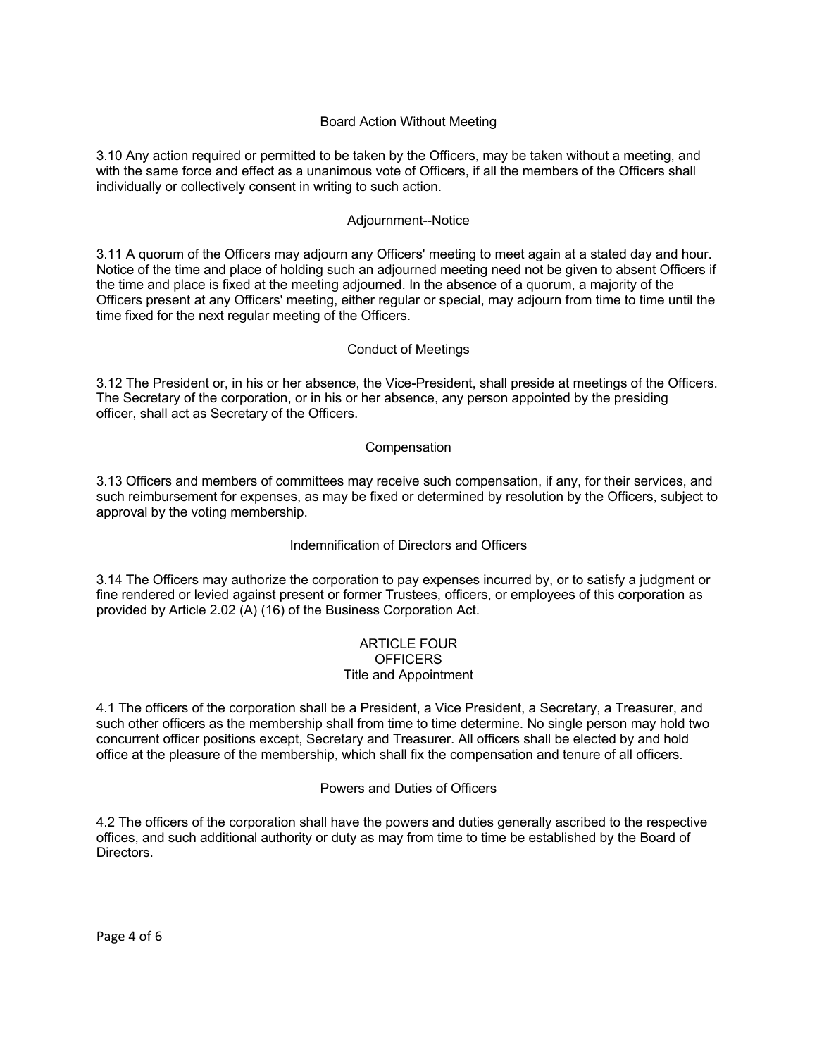### Board Action Without Meeting

3.10 Any action required or permitted to be taken by the Officers, may be taken without a meeting, and with the same force and effect as a unanimous vote of Officers, if all the members of the Officers shall individually or collectively consent in writing to such action.

### Adjournment--Notice

3.11 A quorum of the Officers may adjourn any Officers' meeting to meet again at a stated day and hour. Notice of the time and place of holding such an adjourned meeting need not be given to absent Officers if the time and place is fixed at the meeting adjourned. In the absence of a quorum, a majority of the Officers present at any Officers' meeting, either regular or special, may adjourn from time to time until the time fixed for the next regular meeting of the Officers.

### Conduct of Meetings

3.12 The President or, in his or her absence, the Vice-President, shall preside at meetings of the Officers. The Secretary of the corporation, or in his or her absence, any person appointed by the presiding officer, shall act as Secretary of the Officers.

### Compensation

3.13 Officers and members of committees may receive such compensation, if any, for their services, and such reimbursement for expenses, as may be fixed or determined by resolution by the Officers, subject to approval by the voting membership.

### Indemnification of Directors and Officers

3.14 The Officers may authorize the corporation to pay expenses incurred by, or to satisfy a judgment or fine rendered or levied against present or former Trustees, officers, or employees of this corporation as provided by Article 2.02 (A) (16) of the Business Corporation Act.

## ARTICLE FOUR
## OFFICERS

### Title and Appointment

4.1 The officers of the corporation shall be a President, a Vice President, a Secretary, a Treasurer, and such other officers as the membership shall from time to time determine. No single person may hold two concurrent officer positions except, Secretary and Treasurer. All officers shall be elected by and hold office at the pleasure of the membership, which shall fix the compensation and tenure of all officers.

### Powers and Duties of Officers

4.2 The officers of the corporation shall have the powers and duties generally ascribed to the respective offices, and such additional authority or duty as may from time to time be established by the Board of Directors.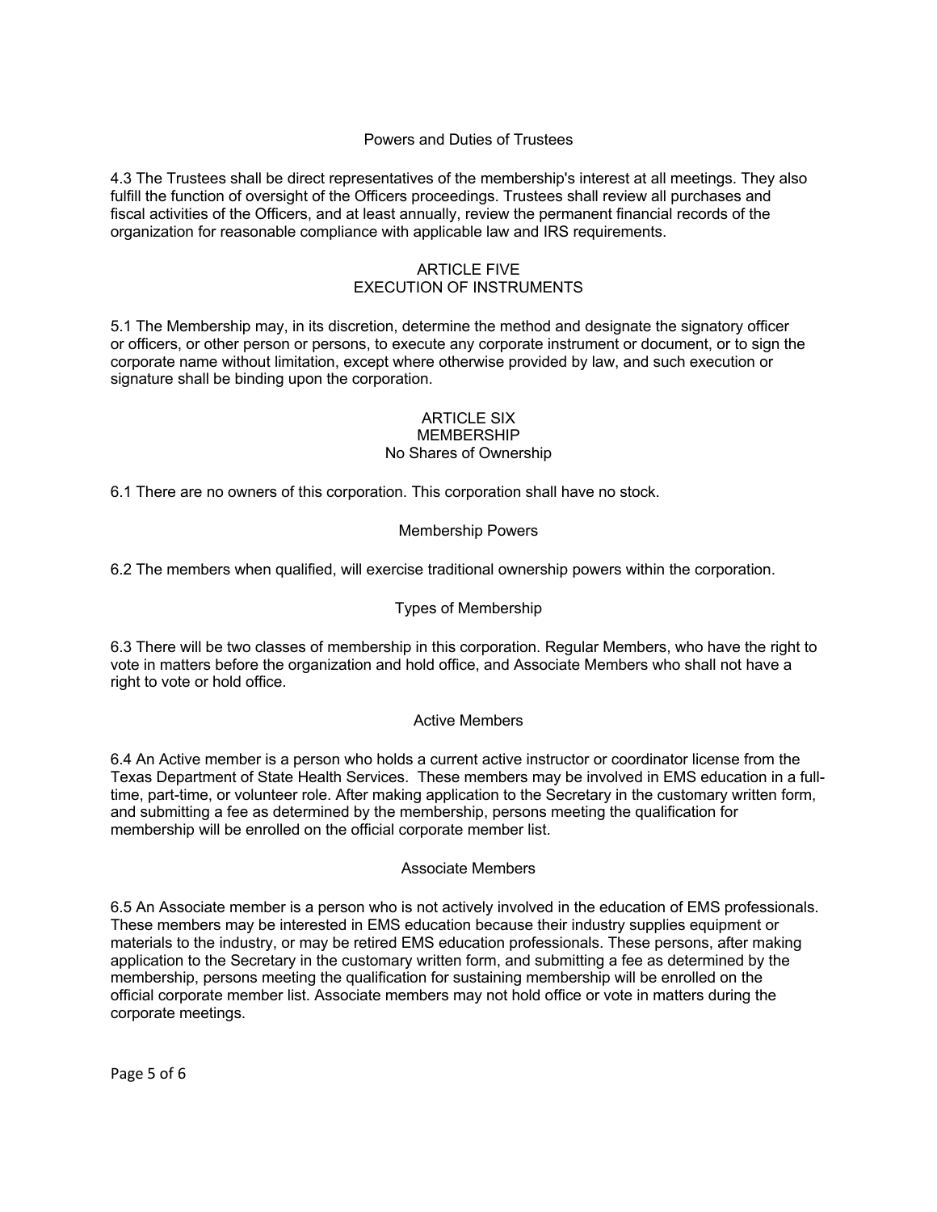### Powers and Duties of Trustees

4.3 The Trustees shall be direct representatives of the membership's interest at all meetings. They also fulfill the function of oversight of the Officers proceedings. Trustees shall review all purchases and fiscal activities of the Officers, and at least annually, review the permanent financial records of the organization for reasonable compliance with applicable law and IRS requirements.

## ARTICLE FIVE
## EXECUTION OF INSTRUMENTS

5.1 The Membership may, in its discretion, determine the method and designate the signatory officer or officers, or other person or persons, to execute any corporate instrument or document, or to sign the corporate name without limitation, except where otherwise provided by law, and such execution or signature shall be binding upon the corporation.

## ARTICLE SIX
## MEMBERSHIP

### No Shares of Ownership

6.1 There are no owners of this corporation. This corporation shall have no stock.

### Membership Powers

6.2 The members when qualified, will exercise traditional ownership powers within the corporation.

### Types of Membership

6.3 There will be two classes of membership in this corporation. Regular Members, who have the right to vote in matters before the organization and hold office, and Associate Members who shall not have a right to vote or hold office.

### Active Members

6.4 An Active member is a person who holds a current active instructor or coordinator license from the Texas Department of State Health Services. These members may be involved in EMS education in a full-time, part-time, or volunteer role. After making application to the Secretary in the customary written form, and submitting a fee as determined by the membership, persons meeting the qualification for membership will be enrolled on the official corporate member list.

### Associate Members

6.5 An Associate member is a person who is not actively involved in the education of EMS professionals. These members may be interested in EMS education because their industry supplies equipment or materials to the industry, or may be retired EMS education professionals. These persons, after making application to the Secretary in the customary written form, and submitting a fee as determined by the membership, persons meeting the qualification for sustaining membership will be enrolled on the official corporate member list. Associate members may not hold office or vote in matters during the corporate meetings.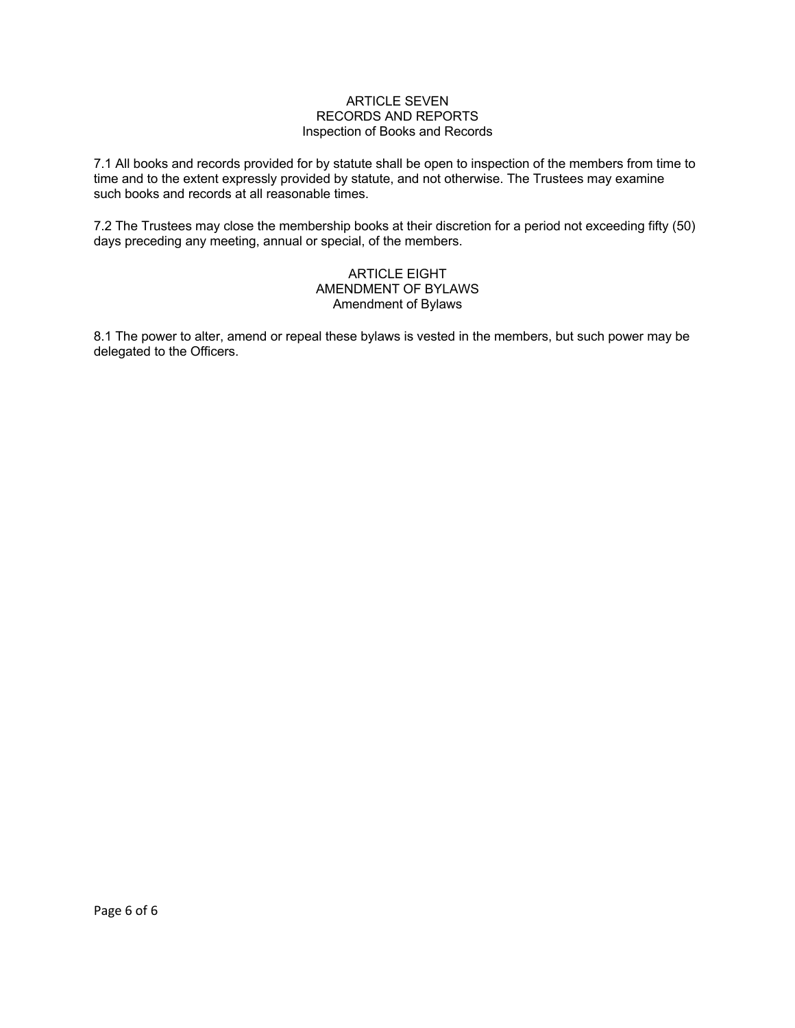## ARTICLE SEVEN
## RECORDS AND REPORTS
### Inspection of Books and Records

7.1 All books and records provided for by statute shall be open to inspection of the members from time to time and to the extent expressly provided by statute, and not otherwise. The Trustees may examine such books and records at all reasonable times.

7.2 The Trustees may close the membership books at their discretion for a period not exceeding fifty (50) days preceding any meeting, annual or special, of the members.

## ARTICLE EIGHT
## AMENDMENT OF BYLAWS
### Amendment of Bylaws

8.1 The power to alter, amend or repeal these bylaws is vested in the members, but such power may be delegated to the Officers.